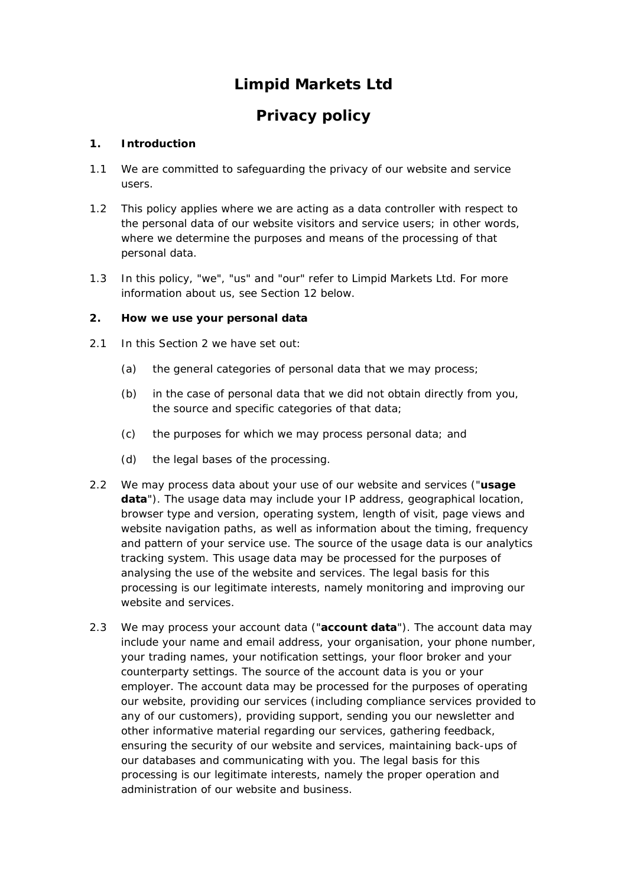# Limpid Markets Ltd

# Privacy policy

## 1. Introduction

1.1 We are committed to safeguarding the privacy of our website and service users.

1.2 This policy applies where we are acting as a data controller with respect to the personal data of our website visitors and service users; in other words, where we determine the purposes and means of the processing of that personal data.

1.3 In this policy, "we", "us" and "our" refer to Limpid Markets Ltd. For more information about us, see Section 12 below.

## 2. How we use your personal data

2.1 In this Section 2 we have set out:

(a) the general categories of personal data that we may process;

(b) in the case of personal data that we did not obtain directly from you, the source and specific categories of that data;

(c) the purposes for which we may process personal data; and

(d) the legal bases of the processing.

2.2 We may process data about your use of our website and services ("**usage data**"). The usage data may include your IP address, geographical location, browser type and version, operating system, length of visit, page views and website navigation paths, as well as information about the timing, frequency and pattern of your service use. The source of the usage data is our analytics tracking system. This usage data may be processed for the purposes of analysing the use of the website and services. The legal basis for this processing is our legitimate interests, namely monitoring and improving our website and services.

2.3 We may process your account data ("**account data**"). The account data may include your name and email address, your organisation, your phone number, your trading names, your notification settings, your floor broker and your counterparty settings. The source of the account data is you or your employer. The account data may be processed for the purposes of operating our website, providing our services (including compliance services provided to any of our customers), providing support, sending you our newsletter and other informative material regarding our services, gathering feedback, ensuring the security of our website and services, maintaining back-ups of our databases and communicating with you. The legal basis for this processing is our legitimate interests, namely the proper operation and administration of our website and business.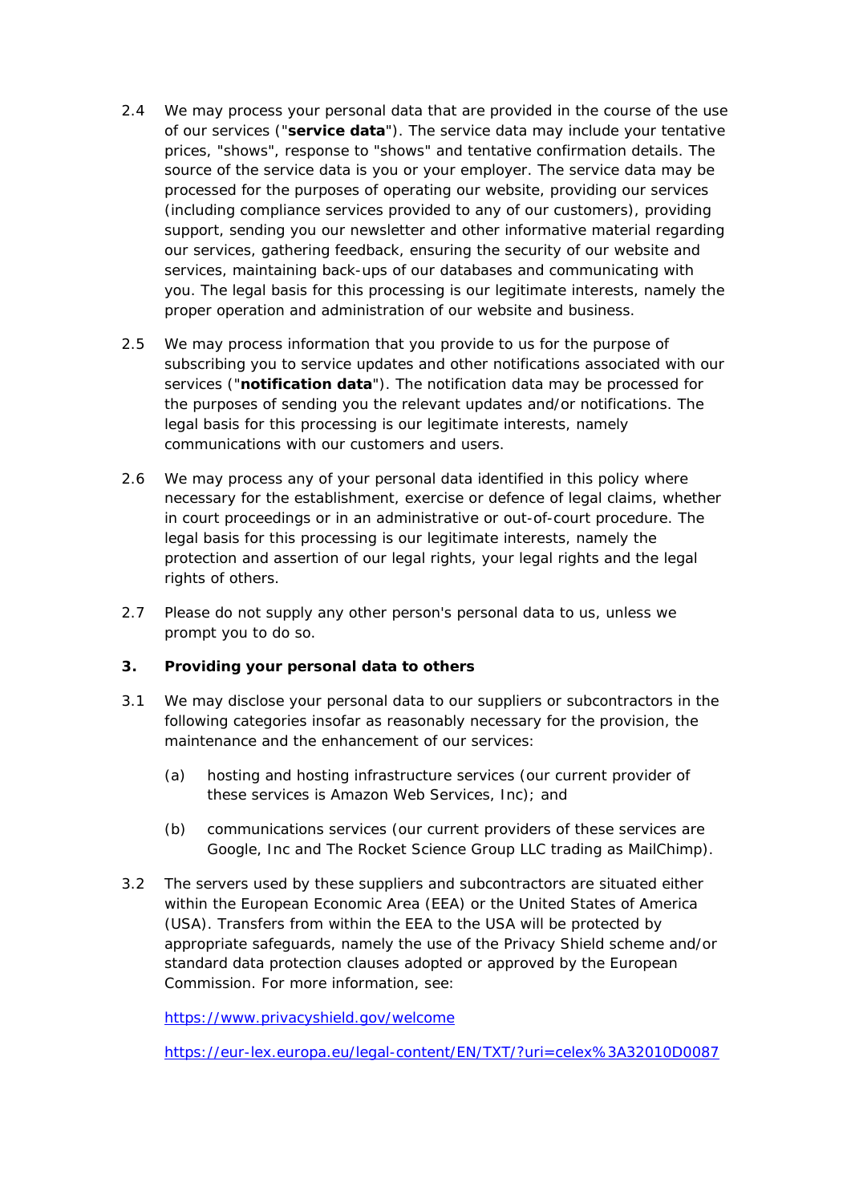2.4 We may process your personal data that are provided in the course of the use of our services ("**service data**"). The service data may include your tentative prices, "shows", response to "shows" and tentative confirmation details. The source of the service data is you or your employer. The service data may be processed for the purposes of operating our website, providing our services (including compliance services provided to any of our customers), providing support, sending you our newsletter and other informative material regarding our services, gathering feedback, ensuring the security of our website and services, maintaining back-ups of our databases and communicating with you. The legal basis for this processing is our legitimate interests, namely the proper operation and administration of our website and business.

2.5 We may process information that you provide to us for the purpose of subscribing you to service updates and other notifications associated with our services ("**notification data**"). The notification data may be processed for the purposes of sending you the relevant updates and/or notifications. The legal basis for this processing is our legitimate interests, namely communications with our customers and users.

2.6 We may process any of your personal data identified in this policy where necessary for the establishment, exercise or defence of legal claims, whether in court proceedings or in an administrative or out-of-court procedure. The legal basis for this processing is our legitimate interests, namely the protection and assertion of our legal rights, your legal rights and the legal rights of others.

2.7 Please do not supply any other person's personal data to us, unless we prompt you to do so.

## 3. Providing your personal data to others

3.1 We may disclose your personal data to our suppliers or subcontractors in the following categories insofar as reasonably necessary for the provision, the maintenance and the enhancement of our services:

(a) hosting and hosting infrastructure services (our current provider of these services is Amazon Web Services, Inc); and

(b) communications services (our current providers of these services are Google, Inc and The Rocket Science Group LLC trading as MailChimp).

3.2 The servers used by these suppliers and subcontractors are situated either within the European Economic Area (EEA) or the United States of America (USA). Transfers from within the EEA to the USA will be protected by appropriate safeguards, namely the use of the Privacy Shield scheme and/or standard data protection clauses adopted or approved by the European Commission. For more information, see:

https://www.privacyshield.gov/welcome

https://eur-lex.europa.eu/legal-content/EN/TXT/?uri=celex%3A32010D0087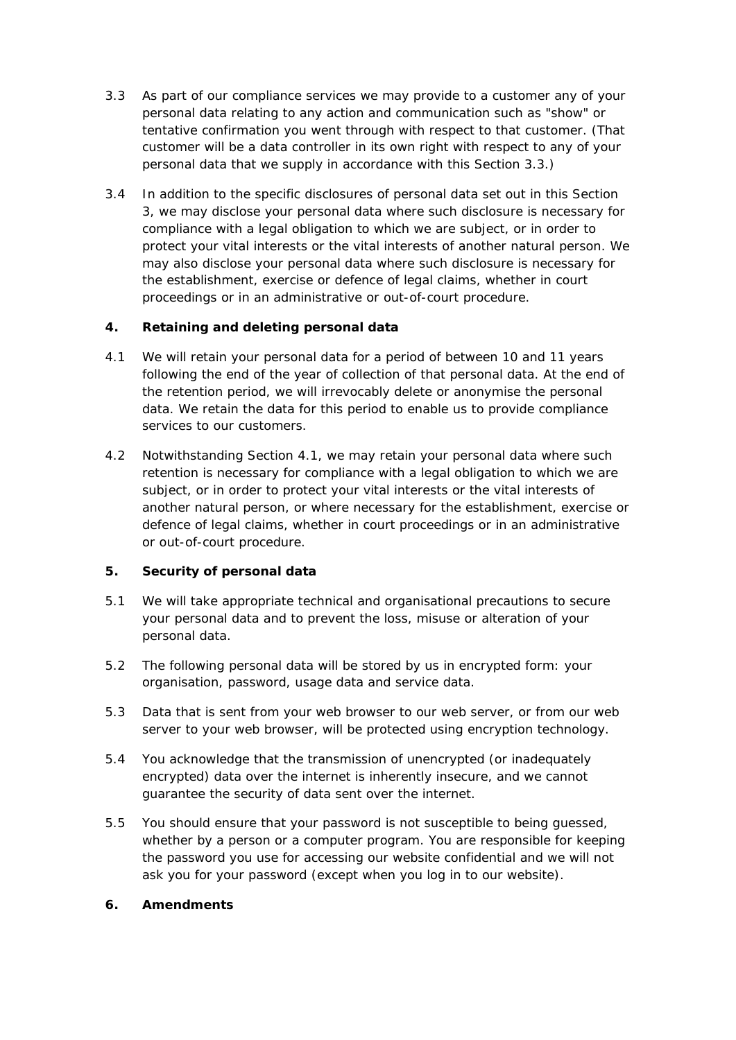3.3 As part of our compliance services we may provide to a customer any of your personal data relating to any action and communication such as "show" or tentative confirmation you went through with respect to that customer. (That customer will be a data controller in its own right with respect to any of your personal data that we supply in accordance with this Section 3.3.)

3.4 In addition to the specific disclosures of personal data set out in this Section 3, we may disclose your personal data where such disclosure is necessary for compliance with a legal obligation to which we are subject, or in order to protect your vital interests or the vital interests of another natural person. We may also disclose your personal data where such disclosure is necessary for the establishment, exercise or defence of legal claims, whether in court proceedings or in an administrative or out-of-court procedure.

## 4. Retaining and deleting personal data

4.1 We will retain your personal data for a period of between 10 and 11 years following the end of the year of collection of that personal data. At the end of the retention period, we will irrevocably delete or anonymise the personal data. We retain the data for this period to enable us to provide compliance services to our customers.

4.2 Notwithstanding Section 4.1, we may retain your personal data where such retention is necessary for compliance with a legal obligation to which we are subject, or in order to protect your vital interests or the vital interests of another natural person, or where necessary for the establishment, exercise or defence of legal claims, whether in court proceedings or in an administrative or out-of-court procedure.

## 5. Security of personal data

5.1 We will take appropriate technical and organisational precautions to secure your personal data and to prevent the loss, misuse or alteration of your personal data.

5.2 The following personal data will be stored by us in encrypted form: your organisation, password, usage data and service data.

5.3 Data that is sent from your web browser to our web server, or from our web server to your web browser, will be protected using encryption technology.

5.4 You acknowledge that the transmission of unencrypted (or inadequately encrypted) data over the internet is inherently insecure, and we cannot guarantee the security of data sent over the internet.

5.5 You should ensure that your password is not susceptible to being guessed, whether by a person or a computer program. You are responsible for keeping the password you use for accessing our website confidential and we will not ask you for your password (except when you log in to our website).

## 6. Amendments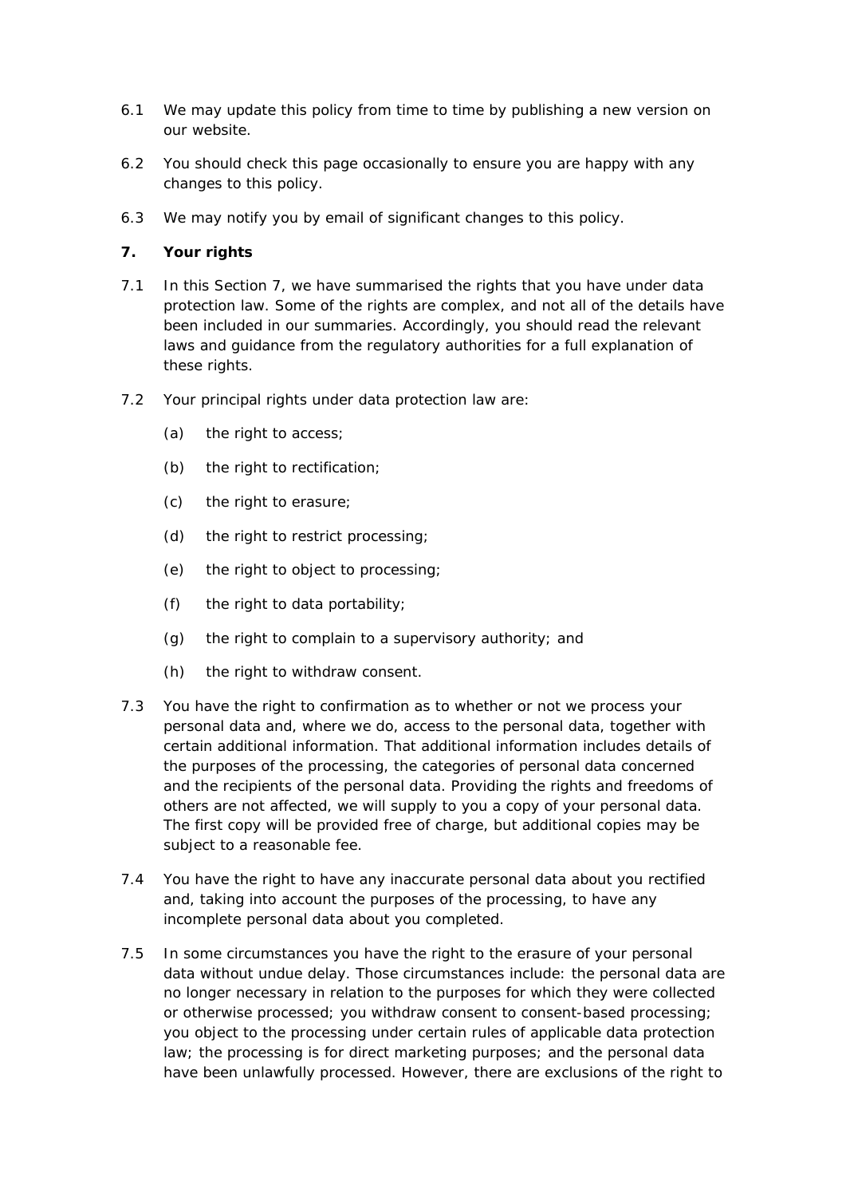6.1 We may update this policy from time to time by publishing a new version on our website.

6.2 You should check this page occasionally to ensure you are happy with any changes to this policy.

6.3 We may notify you by email of significant changes to this policy.

## 7. Your rights

7.1 In this Section 7, we have summarised the rights that you have under data protection law. Some of the rights are complex, and not all of the details have been included in our summaries. Accordingly, you should read the relevant laws and guidance from the regulatory authorities for a full explanation of these rights.

7.2 Your principal rights under data protection law are:

(a) the right to access;

(b) the right to rectification;

(c) the right to erasure;

(d) the right to restrict processing;

(e) the right to object to processing;

(f) the right to data portability;

(g) the right to complain to a supervisory authority; and

(h) the right to withdraw consent.

7.3 You have the right to confirmation as to whether or not we process your personal data and, where we do, access to the personal data, together with certain additional information. That additional information includes details of the purposes of the processing, the categories of personal data concerned and the recipients of the personal data. Providing the rights and freedoms of others are not affected, we will supply to you a copy of your personal data. The first copy will be provided free of charge, but additional copies may be subject to a reasonable fee.

7.4 You have the right to have any inaccurate personal data about you rectified and, taking into account the purposes of the processing, to have any incomplete personal data about you completed.

7.5 In some circumstances you have the right to the erasure of your personal data without undue delay. Those circumstances include: the personal data are no longer necessary in relation to the purposes for which they were collected or otherwise processed; you withdraw consent to consent-based processing; you object to the processing under certain rules of applicable data protection law; the processing is for direct marketing purposes; and the personal data have been unlawfully processed. However, there are exclusions of the right to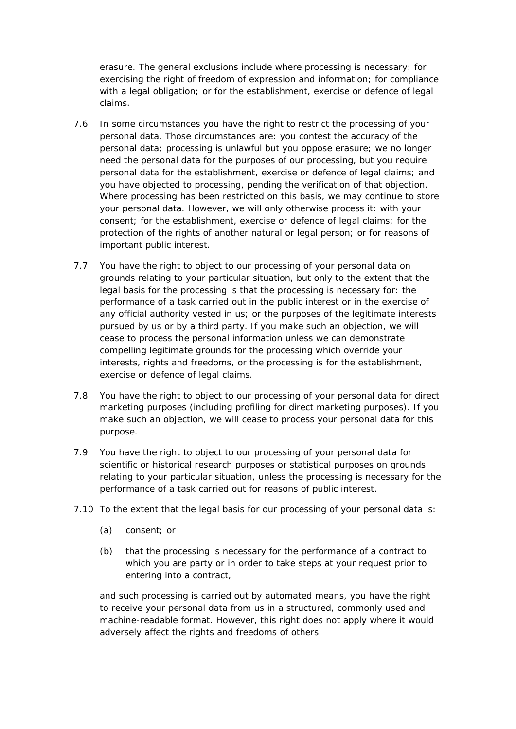erasure. The general exclusions include where processing is necessary: for exercising the right of freedom of expression and information; for compliance with a legal obligation; or for the establishment, exercise or defence of legal claims.

7.6 In some circumstances you have the right to restrict the processing of your personal data. Those circumstances are: you contest the accuracy of the personal data; processing is unlawful but you oppose erasure; we no longer need the personal data for the purposes of our processing, but you require personal data for the establishment, exercise or defence of legal claims; and you have objected to processing, pending the verification of that objection. Where processing has been restricted on this basis, we may continue to store your personal data. However, we will only otherwise process it: with your consent; for the establishment, exercise or defence of legal claims; for the protection of the rights of another natural or legal person; or for reasons of important public interest.

7.7 You have the right to object to our processing of your personal data on grounds relating to your particular situation, but only to the extent that the legal basis for the processing is that the processing is necessary for: the performance of a task carried out in the public interest or in the exercise of any official authority vested in us; or the purposes of the legitimate interests pursued by us or by a third party. If you make such an objection, we will cease to process the personal information unless we can demonstrate compelling legitimate grounds for the processing which override your interests, rights and freedoms, or the processing is for the establishment, exercise or defence of legal claims.

7.8 You have the right to object to our processing of your personal data for direct marketing purposes (including profiling for direct marketing purposes). If you make such an objection, we will cease to process your personal data for this purpose.

7.9 You have the right to object to our processing of your personal data for scientific or historical research purposes or statistical purposes on grounds relating to your particular situation, unless the processing is necessary for the performance of a task carried out for reasons of public interest.

7.10 To the extent that the legal basis for our processing of your personal data is:

(a) consent; or

(b) that the processing is necessary for the performance of a contract to which you are party or in order to take steps at your request prior to entering into a contract,

and such processing is carried out by automated means, you have the right to receive your personal data from us in a structured, commonly used and machine-readable format. However, this right does not apply where it would adversely affect the rights and freedoms of others.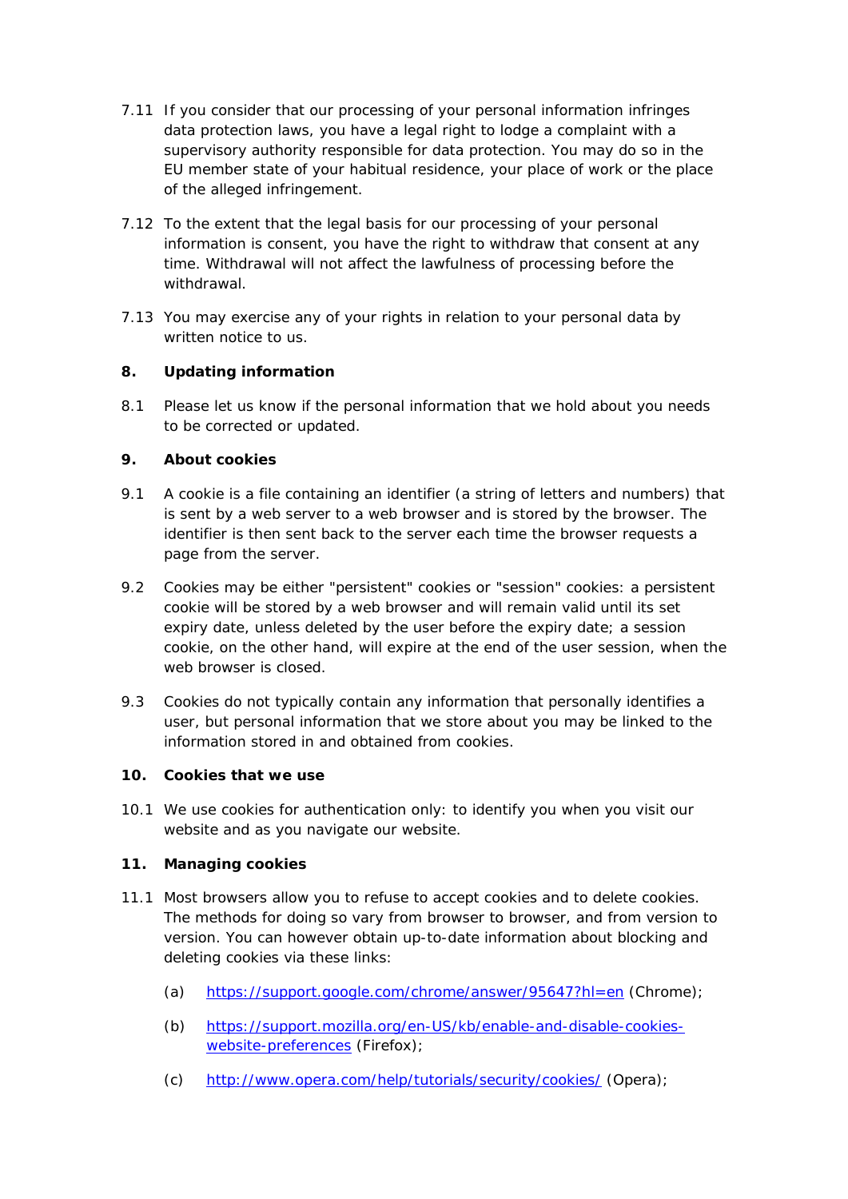7.11 If you consider that our processing of your personal information infringes data protection laws, you have a legal right to lodge a complaint with a supervisory authority responsible for data protection. You may do so in the EU member state of your habitual residence, your place of work or the place of the alleged infringement.

7.12 To the extent that the legal basis for our processing of your personal information is consent, you have the right to withdraw that consent at any time. Withdrawal will not affect the lawfulness of processing before the withdrawal.

7.13 You may exercise any of your rights in relation to your personal data by written notice to us.

**8. Updating information**

8.1 Please let us know if the personal information that we hold about you needs to be corrected or updated.

**9. About cookies**

9.1 A cookie is a file containing an identifier (a string of letters and numbers) that is sent by a web server to a web browser and is stored by the browser. The identifier is then sent back to the server each time the browser requests a page from the server.

9.2 Cookies may be either "persistent" cookies or "session" cookies: a persistent cookie will be stored by a web browser and will remain valid until its set expiry date, unless deleted by the user before the expiry date; a session cookie, on the other hand, will expire at the end of the user session, when the web browser is closed.

9.3 Cookies do not typically contain any information that personally identifies a user, but personal information that we store about you may be linked to the information stored in and obtained from cookies.

**10. Cookies that we use**

10.1 We use cookies for authentication only: to identify you when you visit our website and as you navigate our website.

**11. Managing cookies**

11.1 Most browsers allow you to refuse to accept cookies and to delete cookies. The methods for doing so vary from browser to browser, and from version to version. You can however obtain up-to-date information about blocking and deleting cookies via these links:

(a) [https://support.google.com/chrome/answer/95647?hl=en](https://support.google.com/chrome/answer/95647?hl=en) (Chrome);

(b) [https://support.mozilla.org/en-US/kb/enable-and-disable-cookies-website-preferences](https://support.mozilla.org/en-US/kb/enable-and-disable-cookies-website-preferences) (Firefox);

(c) [http://www.opera.com/help/tutorials/security/cookies/](http://www.opera.com/help/tutorials/security/cookies/) (Opera);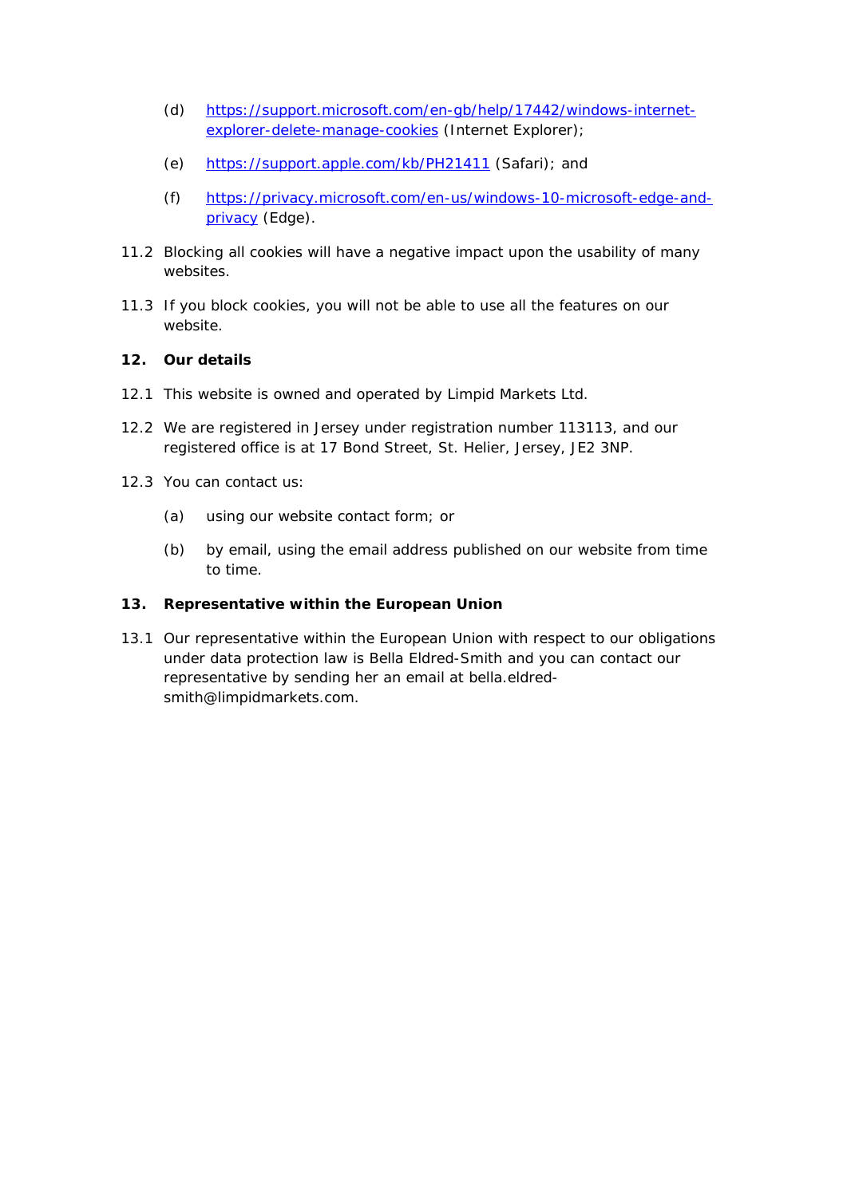(d) [https://support.microsoft.com/en-gb/help/17442/windows-internet-explorer-delete-manage-cookies](https://support.microsoft.com/en-gb/help/17442/windows-internet-explorer-delete-manage-cookies) (Internet Explorer);

(e) [https://support.apple.com/kb/PH21411](https://support.apple.com/kb/PH21411) (Safari); and

(f) [https://privacy.microsoft.com/en-us/windows-10-microsoft-edge-and-privacy](https://privacy.microsoft.com/en-us/windows-10-microsoft-edge-and-privacy) (Edge).

11.2 Blocking all cookies will have a negative impact upon the usability of many websites.

11.3 If you block cookies, you will not be able to use all the features on our website.

**12. Our details**

12.1 This website is owned and operated by Limpid Markets Ltd.

12.2 We are registered in Jersey under registration number 113113, and our registered office is at 17 Bond Street, St. Helier, Jersey, JE2 3NP.

12.3 You can contact us:

(a) using our website contact form; or

(b) by email, using the email address published on our website from time to time.

**13. Representative within the European Union**

13.1 Our representative within the European Union with respect to our obligations under data protection law is Bella Eldred-Smith and you can contact our representative by sending her an email at bella.eldred-smith@limpidmarkets.com.